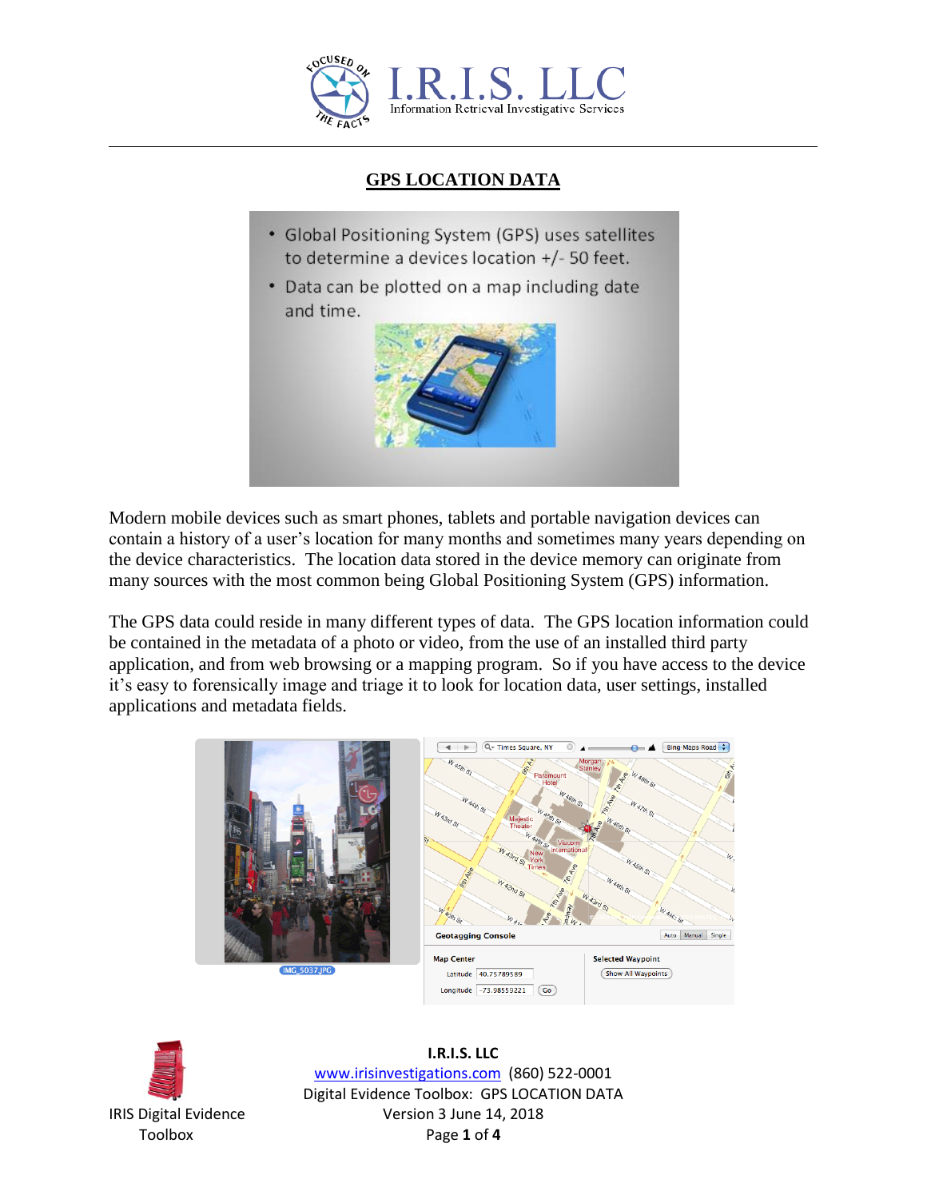## GPS LOCATION DATA

- Global Positioning System (GPS) uses satellites to determine a devices location +/- 50 feet.
- Data can be plotted on a map including date and time.

Modern mobile devices such as smart phones, tablets and portable navigation devices can contain a history of a user's location for many months and sometimes many years depending on the device characteristics. The location data stored in the device memory can originate from many sources with the most common being Global Positioning System (GPS) information.

The GPS data could reside in many different types of data. The GPS location information could be contained in the metadata of a photo or video, from the use of an installed third party application, and from web browsing or a mapping program. So if you have access to the device it's easy to forensically image and triage it to look for location data, user settings, installed applications and metadata fields.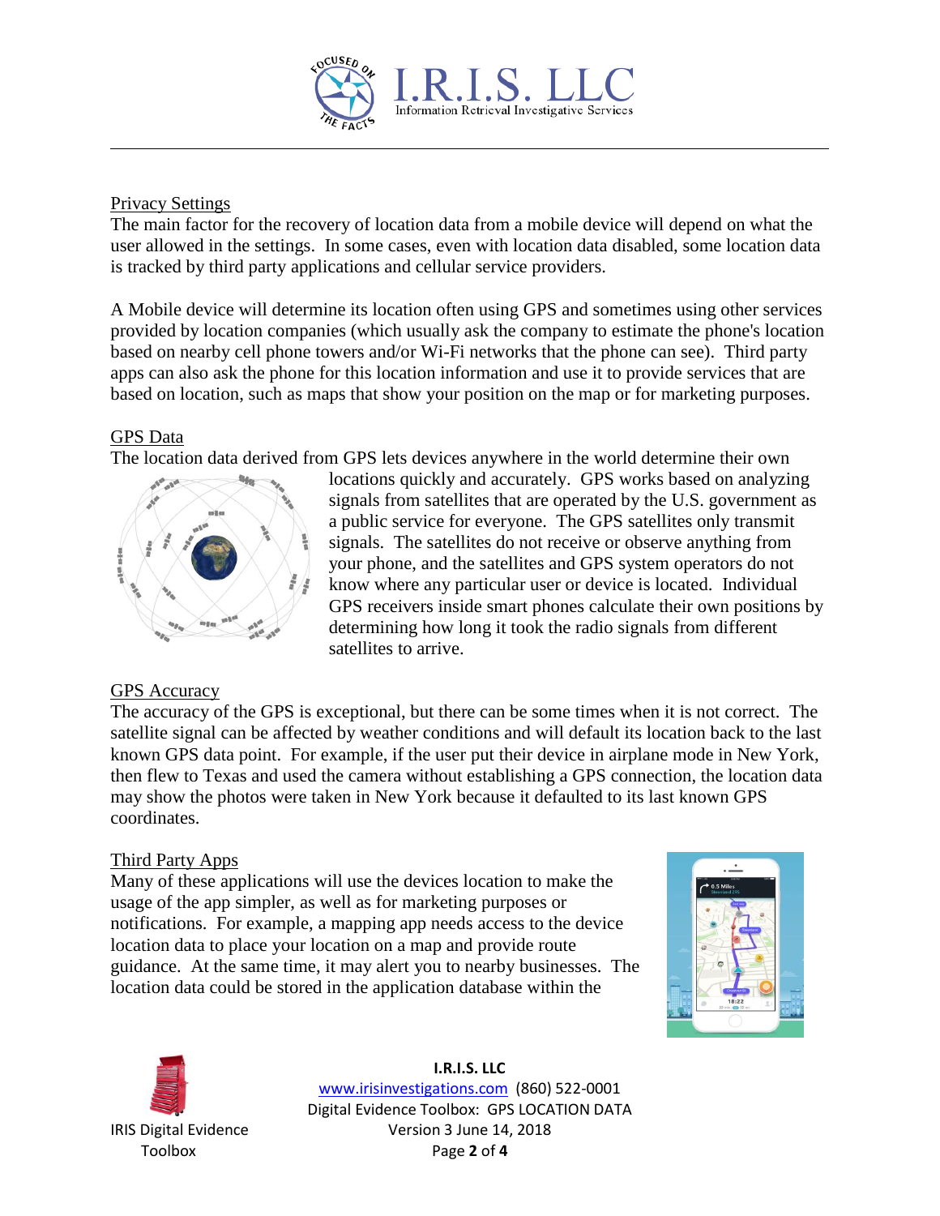## Privacy Settings

The main factor for the recovery of location data from a mobile device will depend on what the user allowed in the settings. In some cases, even with location data disabled, some location data is tracked by third party applications and cellular service providers.

A Mobile device will determine its location often using GPS and sometimes using other services provided by location companies (which usually ask the company to estimate the phone's location based on nearby cell phone towers and/or Wi-Fi networks that the phone can see). Third party apps can also ask the phone for this location information and use it to provide services that are based on location, such as maps that show your position on the map or for marketing purposes.

## GPS Data

The location data derived from GPS lets devices anywhere in the world determine their own locations quickly and accurately. GPS works based on analyzing signals from satellites that are operated by the U.S. government as a public service for everyone. The GPS satellites only transmit signals. The satellites do not receive or observe anything from your phone, and the satellites and GPS system operators do not know where any particular user or device is located. Individual GPS receivers inside smart phones calculate their own positions by determining how long it took the radio signals from different satellites to arrive.

## GPS Accuracy

The accuracy of the GPS is exceptional, but there can be some times when it is not correct. The satellite signal can be affected by weather conditions and will default its location back to the last known GPS data point. For example, if the user put their device in airplane mode in New York, then flew to Texas and used the camera without establishing a GPS connection, the location data may show the photos were taken in New York because it defaulted to its last known GPS coordinates.

## Third Party Apps

Many of these applications will use the devices location to make the usage of the app simpler, as well as for marketing purposes or notifications. For example, a mapping app needs access to the device location data to place your location on a map and provide route guidance. At the same time, it may alert you to nearby businesses. The location data could be stored in the application database within the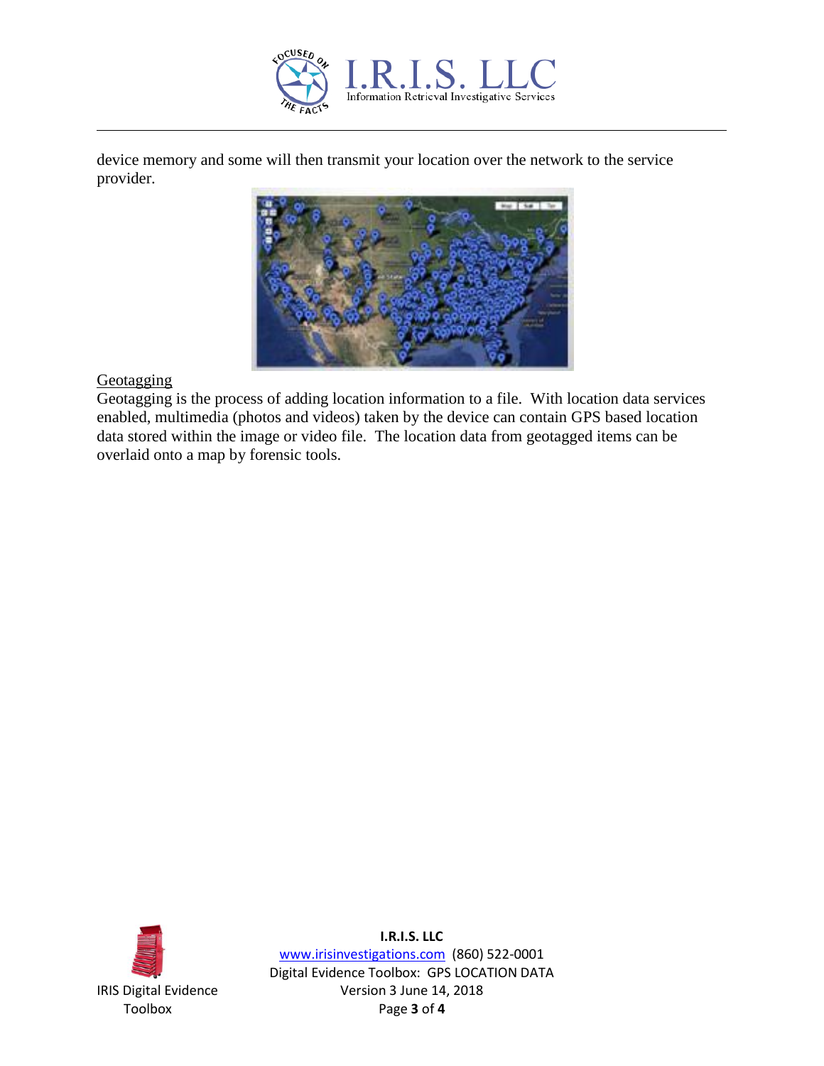device memory and some will then transmit your location over the network to the service provider.

Geotagging

Geotagging is the process of adding location information to a file. With location data services enabled, multimedia (photos and videos) taken by the device can contain GPS based location data stored within the image or video file. The location data from geotagged items can be overlaid onto a map by forensic tools.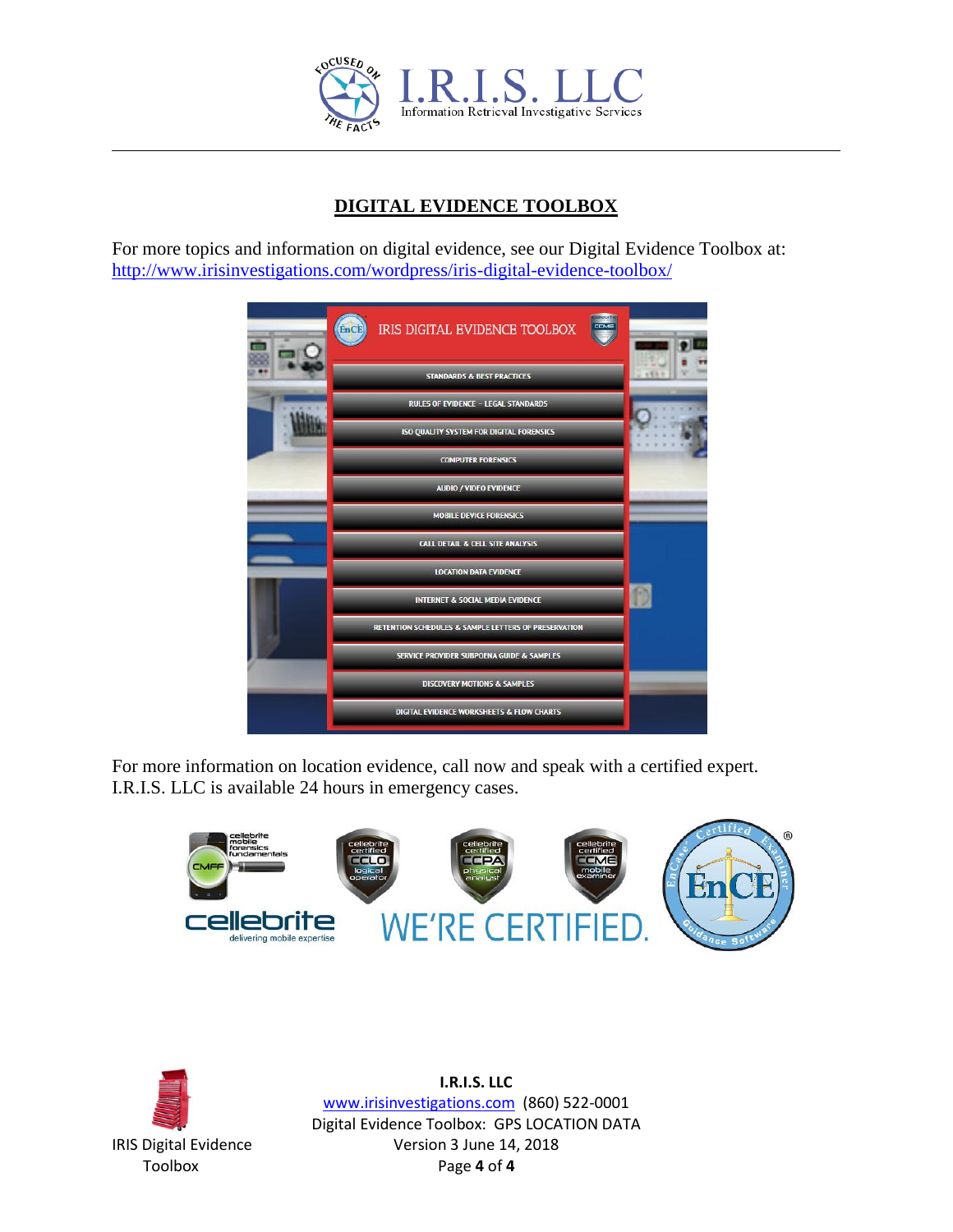## DIGITAL EVIDENCE TOOLBOX

For more topics and information on digital evidence, see our Digital Evidence Toolbox at: http://www.irisinvestigations.com/wordpress/iris-digital-evidence-toolbox/

For more information on location evidence, call now and speak with a certified expert. I.R.I.S. LLC is available 24 hours in emergency cases.